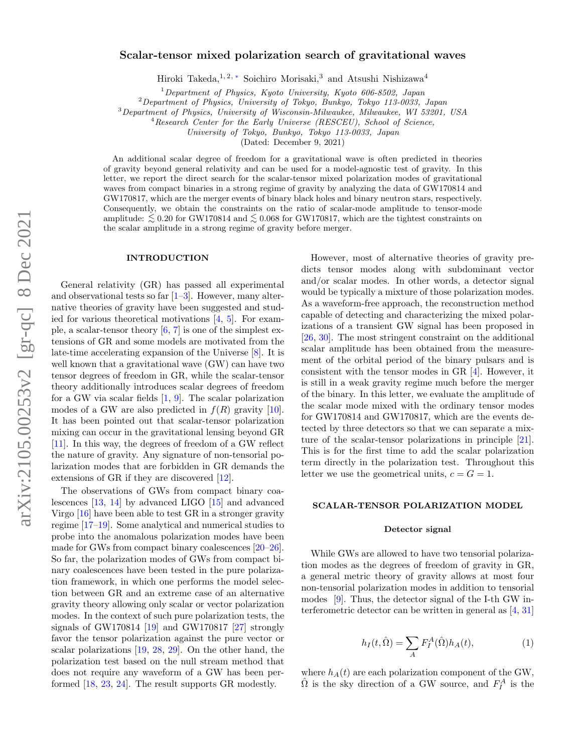# Scalar-tensor mixed polarization search of gravitational waves

Hiroki Takeda,[1,2,*] Soichiro Morisaki,[3] and Atsushi Nishizawa[4]

[1] *Department of Physics, Kyoto University, Kyoto 606-8502, Japan*
[2] *Department of Physics, University of Tokyo, Bunkyo, Tokyo 113-0033, Japan*
[3] *Department of Physics, University of Wisconsin-Milwaukee, Milwaukee, WI 53201, USA*
[4] *Research Center for the Early Universe (RESCEU), School of Science, University of Tokyo, Bunkyo, Tokyo 113-0033, Japan*

(Dated: December 9, 2021)

An additional scalar degree of freedom for a gravitational wave is often predicted in theories of gravity beyond general relativity and can be used for a model-agnostic test of gravity. In this letter, we report the direct search for the scalar-tensor mixed polarization modes of gravitational waves from compact binaries in a strong regime of gravity by analyzing the data of GW170814 and GW170817, which are the merger events of binary black holes and binary neutron stars, respectively. Consequently, we obtain the constraints on the ratio of scalar-mode amplitude to tensor-mode amplitude: $\lesssim 0.20$ for GW170814 and $\lesssim 0.068$ for GW170817, which are the tightest constraints on the scalar amplitude in a strong regime of gravity before merger.

## INTRODUCTION

General relativity (GR) has passed all experimental and observational tests so far [1–3]. However, many alternative theories of gravity have been suggested and studied for various theoretical motivations [4, 5]. For example, a scalar-tensor theory [6, 7] is one of the simplest extensions of GR and some models are motivated from the late-time accelerating expansion of the Universe [8]. It is well known that a gravitational wave (GW) can have two tensor degrees of freedom in GR, while the scalar-tensor theory additionally introduces scalar degrees of freedom for a GW via scalar fields [1, 9]. The scalar polarization modes of a GW are also predicted in $f(R)$ gravity [10]. It has been pointed out that scalar-tensor polarization mixing can occur in the gravitational lensing beyond GR [11]. In this way, the degrees of freedom of a GW reflect the nature of gravity. Any signature of non-tensorial polarization modes that are forbidden in GR demands the extensions of GR if they are discovered [12].

The observations of GWs from compact binary coalescences [13, 14] by advanced LIGO [15] and advanced Virgo [16] have been able to test GR in a stronger gravity regime [17–19]. Some analytical and numerical studies to probe into the anomalous polarization modes have been made for GWs from compact binary coalescences [20–26]. So far, the polarization modes of GWs from compact binary coalescences have been tested in the pure polarization framework, in which one performs the model selection between GR and an extreme case of an alternative gravity theory allowing only scalar or vector polarization modes. In the context of such pure polarization tests, the signals of GW170814 [19] and GW170817 [27] strongly favor the tensor polarization against the pure vector or scalar polarizations [19, 28, 29]. On the other hand, the polarization test based on the null stream method that does not require any waveform of a GW has been performed [18, 23, 24]. The result supports GR modestly.

However, most of alternative theories of gravity predicts tensor modes along with subdominant vector and/or scalar modes. In other words, a detector signal would be typically a mixture of those polarization modes. As a waveform-free approach, the reconstruction method capable of detecting and characterizing the mixed polarizations of a transient GW signal has been proposed in [26, 30]. The most stringent constraint on the additional scalar amplitude has been obtained from the measurement of the orbital period of the binary pulsars and is consistent with the tensor modes in GR [4]. However, it is still in a weak gravity regime much before the merger of the binary. In this letter, we evaluate the amplitude of the scalar mode mixed with the ordinary tensor modes for GW170814 and GW170817, which are the events detected by three detectors so that we can separate a mixture of the scalar-tensor polarizations in principle [21]. This is for the first time to add the scalar polarization term directly in the polarization test. Throughout this letter we use the geometrical units, $c = G = 1$.

## SCALAR-TENSOR POLARIZATION MODEL

### Detector signal

While GWs are allowed to have two tensorial polarization modes as the degrees of freedom of gravity in GR, a general metric theory of gravity allows at most four non-tensorial polarization modes in addition to tensorial modes [9]. Thus, the detector signal of the I-th GW interferometric detector can be written in general as [4, 31]

$$h_I(t, \hat{\Omega}) = \sum_A F_I^A(\hat{\Omega}) h_A(t), \tag{1}$$

where $h_A(t)$ are each polarization component of the GW, $\hat{\Omega}$ is the sky direction of a GW source, and $F_I^A$ is the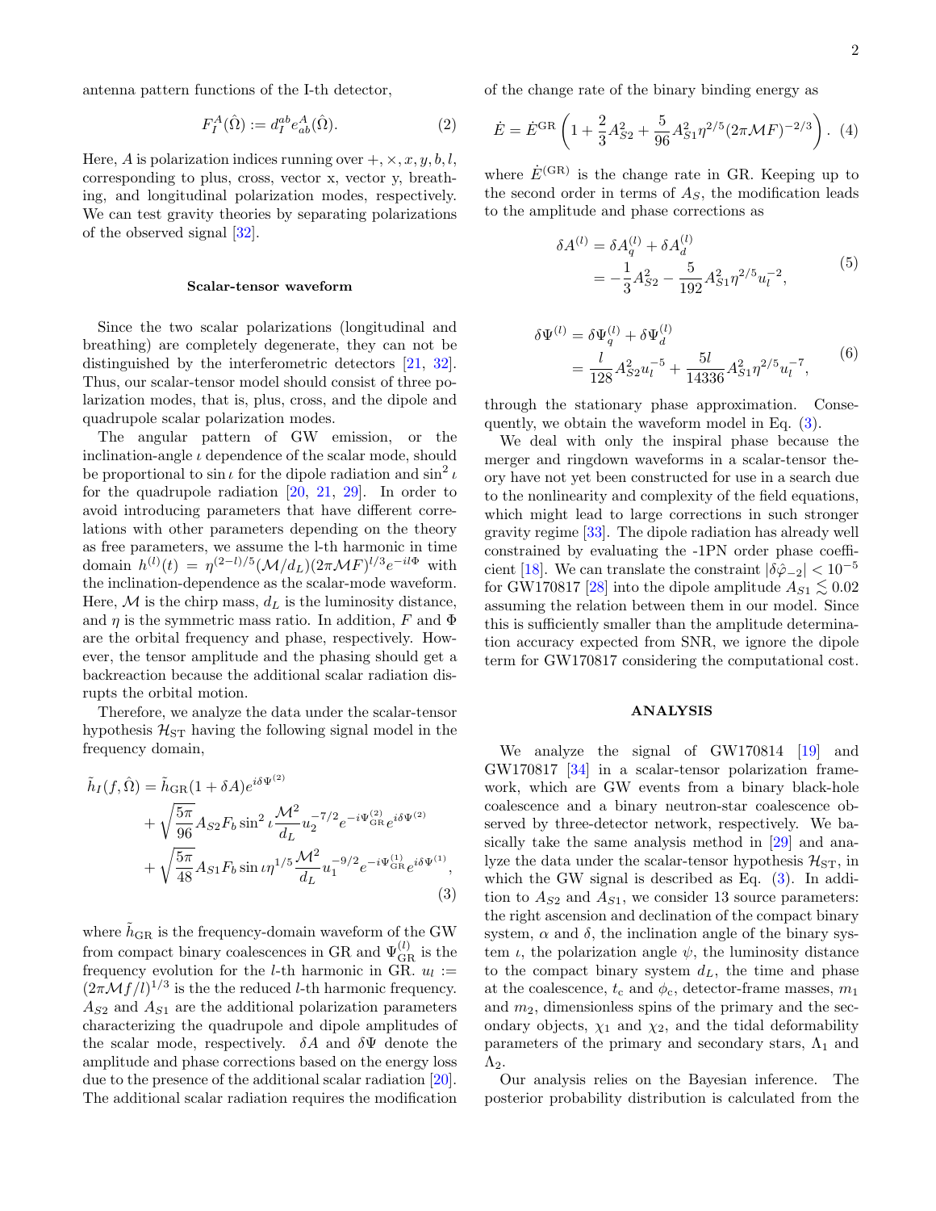antenna pattern functions of the I-th detector,

$$F_I^A(\hat{\Omega}) := d_I^{ab} e_{ab}^A(\hat{\Omega}). \tag{2}$$

Here, $A$ is polarization indices running over $+, \times, x, y, b, l$, corresponding to plus, cross, vector x, vector y, breathing, and longitudinal polarization modes, respectively. We can test gravity theories by separating polarizations of the observed signal [32].

### Scalar-tensor waveform

Since the two scalar polarizations (longitudinal and breathing) are completely degenerate, they can not be distinguished by the interferometric detectors [21, 32]. Thus, our scalar-tensor model should consist of three polarization modes, that is, plus, cross, and the dipole and quadrupole scalar polarization modes.

The angular pattern of GW emission, or the inclination-angle $\iota$ dependence of the scalar mode, should be proportional to $\sin\iota$ for the dipole radiation and $\sin^2\iota$ for the quadrupole radiation [20, 21, 29]. In order to avoid introducing parameters that have different correlations with other parameters depending on the theory as free parameters, we assume the l-th harmonic in time domain $h^{(l)}(t) = \eta^{(2-l)/5}(\mathcal{M}/d_L)(2\pi\mathcal{M}F)^{l/3}e^{-il\Phi}$ with the inclination-dependence as the scalar-mode waveform. Here, $\mathcal{M}$ is the chirp mass, $d_L$ is the luminosity distance, and $\eta$ is the symmetric mass ratio. In addition, $F$ and $\Phi$ are the orbital frequency and phase, respectively. However, the tensor amplitude and the phasing should get a backreaction because the additional scalar radiation disrupts the orbital motion.

Therefore, we analyze the data under the scalar-tensor hypothesis $\mathcal{H}_{\rm ST}$ having the following signal model in the frequency domain,

$$\begin{aligned}\tilde{h}_I(f,\hat{\Omega}) &= \tilde{h}_{\rm GR}(1+\delta A)e^{i\delta\Psi^{(2)}} \\ &+ \sqrt{\frac{5\pi}{96}}A_{S2}F_b\sin^2\iota\frac{\mathcal{M}^2}{d_L}u_2^{-7/2}e^{-i\Psi_{\rm GR}^{(2)}}e^{i\delta\Psi^{(2)}} \\ &+ \sqrt{\frac{5\pi}{48}}A_{S1}F_b\sin\iota\,\eta^{1/5}\frac{\mathcal{M}^2}{d_L}u_1^{-9/2}e^{-i\Psi_{\rm GR}^{(1)}}e^{i\delta\Psi^{(1)}},\end{aligned} \tag{3}$$

where $\tilde{h}_{\rm GR}$ is the frequency-domain waveform of the GW from compact binary coalescences in GR and $\Psi_{\rm GR}^{(l)}$ is the frequency evolution for the $l$-th harmonic in GR. $u_l := (2\pi\mathcal{M}f/l)^{1/3}$ is the the reduced $l$-th harmonic frequency. $A_{S2}$ and $A_{S1}$ are the additional polarization parameters characterizing the quadrupole and dipole amplitudes of the scalar mode, respectively. $\delta A$ and $\delta\Psi$ denote the amplitude and phase corrections based on the energy loss due to the presence of the additional scalar radiation [20]. The additional scalar radiation requires the modification of the change rate of the binary binding energy as

$$\dot{E} = \dot{E}^{\rm GR}\left(1 + \frac{2}{3}A_{S2}^2 + \frac{5}{96}A_{S1}^2\eta^{2/5}(2\pi\mathcal{M}F)^{-2/3}\right). \tag{4}$$

where $\dot{E}^{(\rm GR)}$ is the change rate in GR. Keeping up to the second order in terms of $A_S$, the modification leads to the amplitude and phase corrections as

$$\begin{aligned}\delta A^{(l)} &= \delta A_q^{(l)} + \delta A_d^{(l)} \\ &= -\frac{1}{3}A_{S2}^2 - \frac{5}{192}A_{S1}^2\eta^{2/5}u_l^{-2},\end{aligned} \tag{5}$$

$$\begin{aligned}\delta\Psi^{(l)} &= \delta\Psi_q^{(l)} + \delta\Psi_d^{(l)} \\ &= \frac{l}{128}A_{S2}^2u_l^{-5} + \frac{5l}{14336}A_{S1}^2\eta^{2/5}u_l^{-7},\end{aligned} \tag{6}$$

through the stationary phase approximation. Consequently, we obtain the waveform model in Eq. (3).

We deal with only the inspiral phase because the merger and ringdown waveforms in a scalar-tensor theory have not yet been constructed for use in a search due to the nonlinearity and complexity of the field equations, which might lead to large corrections in such stronger gravity regime [33]. The dipole radiation has already well constrained by evaluating the -1PN order phase coefficient [18]. We can translate the constraint $|\delta\hat{\varphi}_{-2}| < 10^{-5}$ for GW170817 [28] into the dipole amplitude $A_{S1} \lesssim 0.02$ assuming the relation between them in our model. Since this is sufficiently smaller than the amplitude determination accuracy expected from SNR, we ignore the dipole term for GW170817 considering the computational cost.

## ANALYSIS

We analyze the signal of GW170814 [19] and GW170817 [34] in a scalar-tensor polarization framework, which are GW events from a binary black-hole coalescence and a binary neutron-star coalescence observed by three-detector network, respectively. We basically take the same analysis method in [29] and analyze the data under the scalar-tensor hypothesis $\mathcal{H}_{\rm ST}$, in which the GW signal is described as Eq. (3). In addition to $A_{S2}$ and $A_{S1}$, we consider 13 source parameters: the right ascension and declination of the compact binary system, $\alpha$ and $\delta$, the inclination angle of the binary system $\iota$, the polarization angle $\psi$, the luminosity distance to the compact binary system $d_L$, the time and phase at the coalescence, $t_c$ and $\phi_c$, detector-frame masses, $m_1$ and $m_2$, dimensionless spins of the primary and the secondary objects, $\chi_1$ and $\chi_2$, and the tidal deformability parameters of the primary and secondary stars, $\Lambda_1$ and $\Lambda_2$.

Our analysis relies on the Bayesian inference. The posterior probability distribution is calculated from the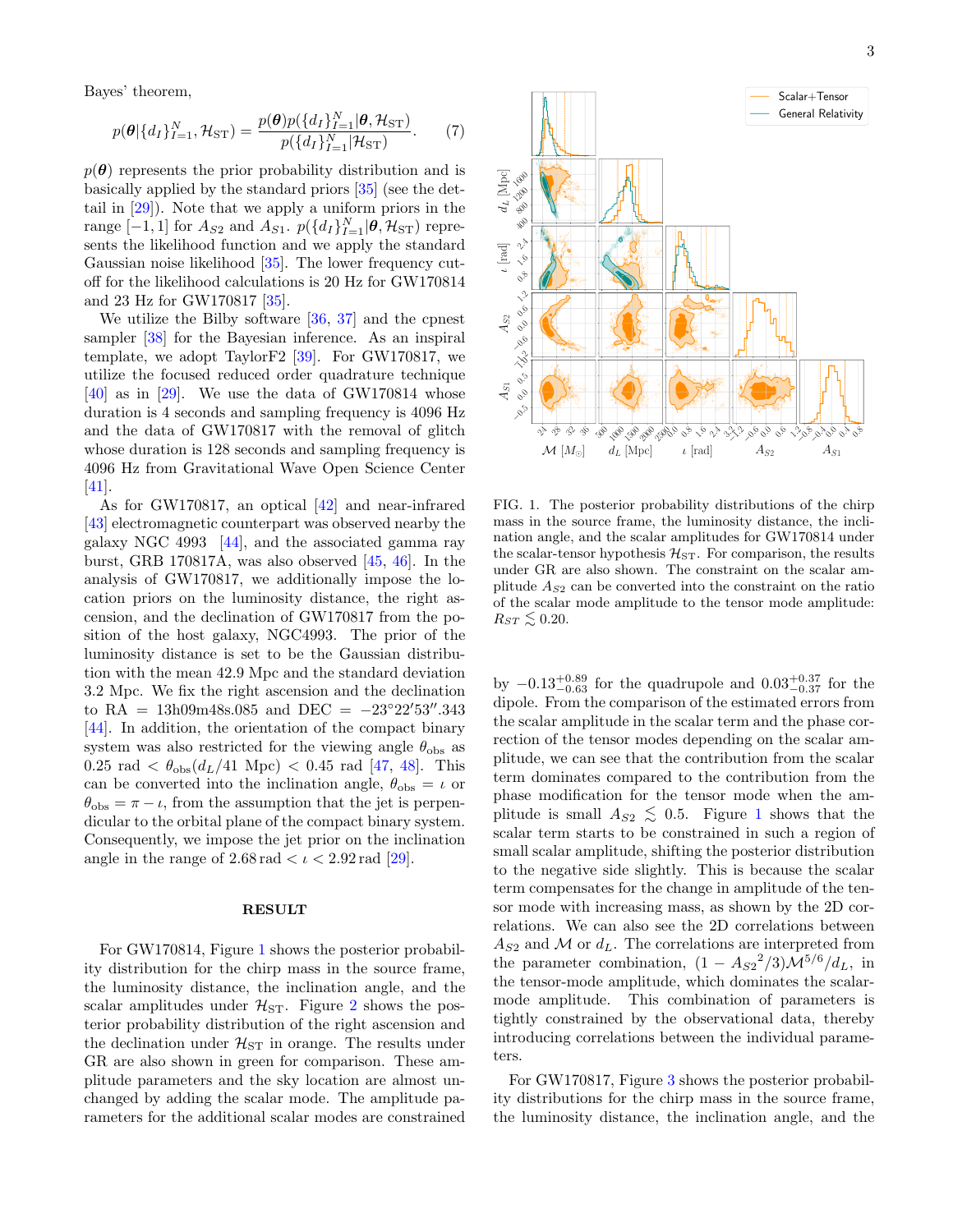Bayes' theorem,

$$p(\boldsymbol{\theta}|\{d_I\}_{I=1}^N, \mathcal{H}_{\rm ST}) = \frac{p(\boldsymbol{\theta})p(\{d_I\}_{I=1}^N|\boldsymbol{\theta}, \mathcal{H}_{\rm ST})}{p(\{d_I\}_{I=1}^N|\mathcal{H}_{\rm ST})}. \quad (7)$$

$p(\boldsymbol{\theta})$ represents the prior probability distribution and is basically applied by the standard priors [35] (see the detail in [29]). Note that we apply a uniform priors in the range $[-1, 1]$ for $A_{S2}$ and $A_{S1}$. $p(\{d_I\}_{I=1}^N|\boldsymbol{\theta}, \mathcal{H}_{\rm ST})$ represents the likelihood function and we apply the standard Gaussian noise likelihood [35]. The lower frequency cutoff for the likelihood calculations is 20 Hz for GW170814 and 23 Hz for GW170817 [35].

We utilize the Bilby software [36, 37] and the cpnest sampler [38] for the Bayesian inference. As an inspiral template, we adopt TaylorF2 [39]. For GW170817, we utilize the focused reduced order quadrature technique [40] as in [29]. We use the data of GW170814 whose duration is 4 seconds and sampling frequency is 4096 Hz and the data of GW170817 with the removal of glitch whose duration is 128 seconds and sampling frequency is 4096 Hz from Gravitational Wave Open Science Center [41].

As for GW170817, an optical [42] and near-infrared [43] electromagnetic counterpart was observed nearby the galaxy NGC 4993 [44], and the associated gamma ray burst, GRB 170817A, was also observed [45, 46]. In the analysis of GW170817, we additionally impose the location priors on the luminosity distance, the right ascension, and the declination of GW170817 from the position of the host galaxy, NGC4993. The prior of the luminosity distance is set to be the Gaussian distribution with the mean 42.9 Mpc and the standard deviation 3.2 Mpc. We fix the right ascension and the declination to RA = 13h09m48s.085 and DEC = $-23°22'53''.343$ [44]. In addition, the orientation of the compact binary system was also restricted for the viewing angle $\theta_{\rm obs}$ as $0.25$ rad $< \theta_{\rm obs}(d_L/41~{\rm Mpc}) < 0.45$ rad [47, 48]. This can be converted into the inclination angle, $\theta_{\rm obs} = \iota$ or $\theta_{\rm obs} = \pi - \iota$, from the assumption that the jet is perpendicular to the orbital plane of the compact binary system. Consequently, we impose the jet prior on the inclination angle in the range of $2.68\,{\rm rad} < \iota < 2.92\,{\rm rad}$ [29].

FIG. 1. The posterior probability distributions of the chirp mass in the source frame, the luminosity distance, the inclination angle, and the scalar amplitudes for GW170814 under the scalar-tensor hypothesis $\mathcal{H}_{\rm ST}$. For comparison, the results under GR are also shown. The constraint on the scalar amplitude $A_{S2}$ can be converted into the constraint on the ratio of the scalar mode amplitude to the tensor mode amplitude: $R_{ST} \lesssim 0.20$.

## RESULT

For GW170814, Figure 1 shows the posterior probability distribution for the chirp mass in the source frame, the luminosity distance, the inclination angle, and the scalar amplitudes under $\mathcal{H}_{\rm ST}$. Figure 2 shows the posterior probability distribution of the right ascension and the declination under $\mathcal{H}_{\rm ST}$ in orange. The results under GR are also shown in green for comparison. These amplitude parameters and the sky location are almost unchanged by adding the scalar mode. The amplitude parameters for the additional scalar modes are constrained by $-0.13^{+0.89}_{-0.63}$ for the quadrupole and $0.03^{+0.37}_{-0.37}$ for the dipole. From the comparison of the estimated errors from the scalar amplitude in the scalar term and the phase correction of the tensor modes depending on the scalar amplitude, we can see that the contribution from the scalar term dominates compared to the contribution from the phase modification for the tensor mode when the amplitude is small $A_{S2} \lesssim 0.5$. Figure 1 shows that the scalar term starts to be constrained in such a region of small scalar amplitude, shifting the posterior distribution to the negative side slightly. This is because the scalar term compensates for the change in amplitude of the tensor mode with increasing mass, as shown by the 2D correlations. We can also see the 2D correlations between $A_{S2}$ and $\mathcal{M}$ or $d_L$. The correlations are interpreted from the parameter combination, $(1 - {A_{S2}}^2/3)\mathcal{M}^{5/6}/d_L$, in the tensor-mode amplitude, which dominates the scalar-mode amplitude. This combination of parameters is tightly constrained by the observational data, thereby introducing correlations between the individual parameters.

For GW170817, Figure 3 shows the posterior probability distributions for the chirp mass in the source frame, the luminosity distance, the inclination angle, and the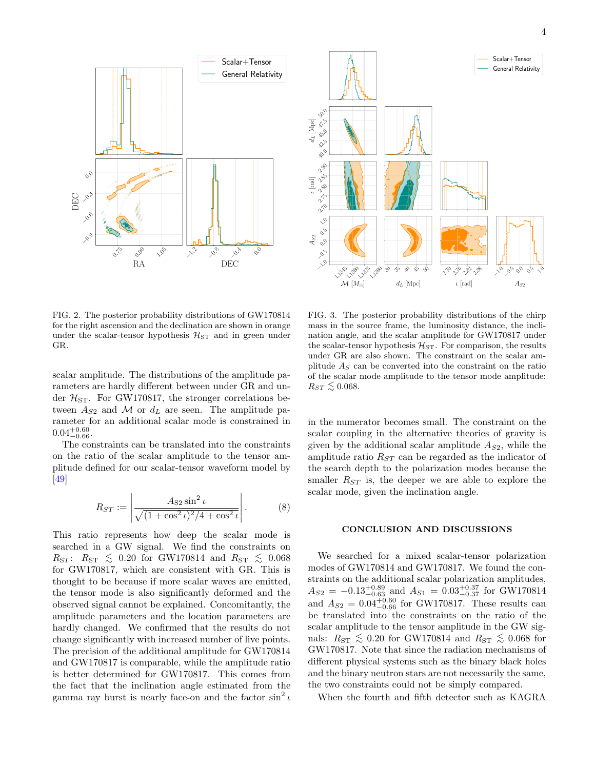FIG. 2. The posterior probability distributions of GW170814 for the right ascension and the declination are shown in orange under the scalar-tensor hypothesis $\mathcal{H}_{\rm ST}$ and in green under GR.

FIG. 3. The posterior probability distributions of the chirp mass in the source frame, the luminosity distance, the inclination angle, and the scalar amplitude for GW170817 under the scalar-tensor hypothesis $\mathcal{H}_{\rm ST}$. For comparison, the results under GR are also shown. The constraint on the scalar amplitude $A_S$ can be converted into the constraint on the ratio of the scalar mode amplitude to the tensor mode amplitude: $R_{ST} \lesssim 0.068$.

scalar amplitude. The distributions of the amplitude parameters are hardly different between under GR and under $\mathcal{H}_{\rm ST}$. For GW170817, the stronger correlations between $A_{S2}$ and $\mathcal{M}$ or $d_L$ are seen. The amplitude parameter for an additional scalar mode is constrained in $0.04^{+0.60}_{-0.66}$.

The constraints can be translated into the constraints on the ratio of the scalar amplitude to the tensor amplitude defined for our scalar-tensor waveform model by [49]

$$R_{ST} := \left| \frac{A_{S2} \sin^2 \iota}{\sqrt{(1+\cos^2 \iota)^2/4 + \cos^2 \iota}} \right|. \tag{8}$$

This ratio represents how deep the scalar mode is searched in a GW signal. We find the constraints on $R_{ST}$: $R_{\rm ST} \lesssim 0.20$ for GW170814 and $R_{\rm ST} \lesssim 0.068$ for GW170817, which are consistent with GR. This is thought to be because if more scalar waves are emitted, the tensor mode is also significantly deformed and the observed signal cannot be explained. Concomitantly, the amplitude parameters and the location parameters are hardly changed. We confirmed that the results do not change significantly with increased number of live points. The precision of the additional amplitude for GW170814 and GW170817 is comparable, while the amplitude ratio is better determined for GW170817. This comes from the fact that the inclination angle estimated from the gamma ray burst is nearly face-on and the factor $\sin^2 \iota$ in the numerator becomes small. The constraint on the scalar coupling in the alternative theories of gravity is given by the additional scalar amplitude $A_{S2}$, while the amplitude ratio $R_{ST}$ can be regarded as the indicator of the search depth to the polarization modes because the smaller $R_{ST}$ is, the deeper we are able to explore the scalar mode, given the inclination angle.

## CONCLUSION AND DISCUSSIONS

We searched for a mixed scalar-tensor polarization modes of GW170814 and GW170817. We found the constraints on the additional scalar polarization amplitudes, $A_{S2} = -0.13^{+0.89}_{-0.63}$ and $A_{S1} = 0.03^{+0.37}_{-0.37}$ for GW170814 and $A_{S2} = 0.04^{+0.60}_{-0.66}$ for GW170817. These results can be translated into the constraints on the ratio of the scalar amplitude to the tensor amplitude in the GW signals: $R_{\rm ST} \lesssim 0.20$ for GW170814 and $R_{\rm ST} \lesssim 0.068$ for GW170817. Note that since the radiation mechanisms of different physical systems such as the binary black holes and the binary neutron stars are not necessarily the same, the two constraints could not be simply compared.

When the fourth and fifth detector such as KAGRA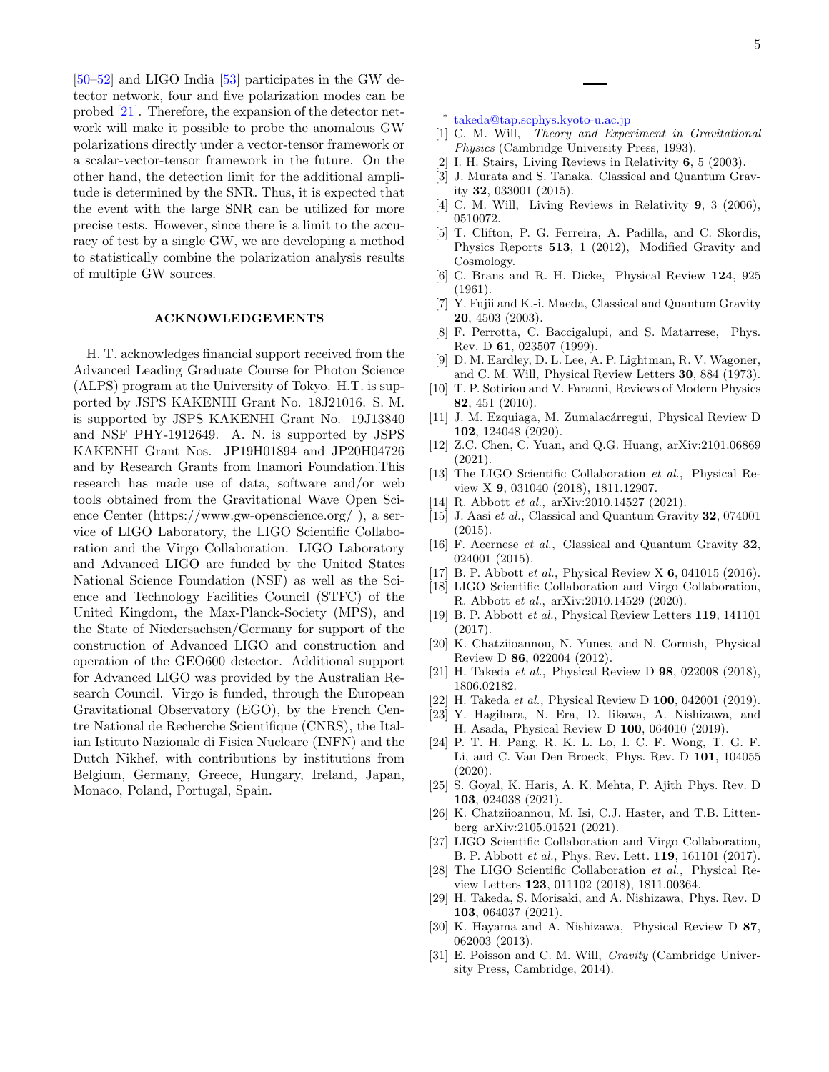[50–52] and LIGO India [53] participates in the GW detector network, four and five polarization modes can be probed [21]. Therefore, the expansion of the detector network will make it possible to probe the anomalous GW polarizations directly under a vector-tensor framework or a scalar-vector-tensor framework in the future. On the other hand, the detection limit for the additional amplitude is determined by the SNR. Thus, it is expected that the event with the large SNR can be utilized for more precise tests. However, since there is a limit to the accuracy of test by a single GW, we are developing a method to statistically combine the polarization analysis results of multiple GW sources.

## ACKNOWLEDGEMENTS

H. T. acknowledges financial support received from the Advanced Leading Graduate Course for Photon Science (ALPS) program at the University of Tokyo. H.T. is supported by JSPS KAKENHI Grant No. 18J21016. S. M. is supported by JSPS KAKENHI Grant No. 19J13840 and NSF PHY-1912649. A. N. is supported by JSPS KAKENHI Grant Nos. JP19H01894 and JP20H04726 and by Research Grants from Inamori Foundation.This research has made use of data, software and/or web tools obtained from the Gravitational Wave Open Science Center (https://www.gw-openscience.org/ ), a service of LIGO Laboratory, the LIGO Scientific Collaboration and the Virgo Collaboration. LIGO Laboratory and Advanced LIGO are funded by the United States National Science Foundation (NSF) as well as the Science and Technology Facilities Council (STFC) of the United Kingdom, the Max-Planck-Society (MPS), and the State of Niedersachsen/Germany for support of the construction of Advanced LIGO and construction and operation of the GEO600 detector. Additional support for Advanced LIGO was provided by the Australian Research Council. Virgo is funded, through the European Gravitational Observatory (EGO), by the French Centre National de Recherche Scientifique (CNRS), the Italian Istituto Nazionale di Fisica Nucleare (INFN) and the Dutch Nikhef, with contributions by institutions from Belgium, Germany, Greece, Hungary, Ireland, Japan, Monaco, Poland, Portugal, Spain.

---

* takeda@tap.scphys.kyoto-u.ac.jp

[1] C. M. Will, *Theory and Experiment in Gravitational Physics* (Cambridge University Press, 1993).

[2] I. H. Stairs, Living Reviews in Relativity **6**, 5 (2003).

[3] J. Murata and S. Tanaka, Classical and Quantum Gravity **32**, 033001 (2015).

[4] C. M. Will, Living Reviews in Relativity **9**, 3 (2006), 0510072.

[5] T. Clifton, P. G. Ferreira, A. Padilla, and C. Skordis, Physics Reports **513**, 1 (2012), Modified Gravity and Cosmology.

[6] C. Brans and R. H. Dicke, Physical Review **124**, 925 (1961).

[7] Y. Fujii and K.-i. Maeda, Classical and Quantum Gravity **20**, 4503 (2003).

[8] F. Perrotta, C. Baccigalupi, and S. Matarrese, Phys. Rev. D **61**, 023507 (1999).

[9] D. M. Eardley, D. L. Lee, A. P. Lightman, R. V. Wagoner, and C. M. Will, Physical Review Letters **30**, 884 (1973).

[10] T. P. Sotiriou and V. Faraoni, Reviews of Modern Physics **82**, 451 (2010).

[11] J. M. Ezquiaga, M. Zumalacárregui, Physical Review D **102**, 124048 (2020).

[12] Z.C. Chen, C. Yuan, and Q.G. Huang, arXiv:2101.06869 (2021).

[13] The LIGO Scientific Collaboration *et al.*, Physical Review X **9**, 031040 (2018), 1811.12907.

[14] R. Abbott *et al.*, arXiv:2010.14527 (2021).

[15] J. Aasi *et al.*, Classical and Quantum Gravity **32**, 074001 (2015).

[16] F. Acernese *et al.*, Classical and Quantum Gravity **32**, 024001 (2015).

[17] B. P. Abbott *et al.*, Physical Review X **6**, 041015 (2016).

[18] LIGO Scientific Collaboration and Virgo Collaboration, R. Abbott *et al.*, arXiv:2010.14529 (2020).

[19] B. P. Abbott *et al.*, Physical Review Letters **119**, 141101 (2017).

[20] K. Chatziioannou, N. Yunes, and N. Cornish, Physical Review D **86**, 022004 (2012).

[21] H. Takeda *et al.*, Physical Review D **98**, 022008 (2018), 1806.02182.

[22] H. Takeda *et al.*, Physical Review D **100**, 042001 (2019).

[23] Y. Hagihara, N. Era, D. Iikawa, A. Nishizawa, and H. Asada, Physical Review D **100**, 064010 (2019).

[24] P. T. H. Pang, R. K. L. Lo, I. C. F. Wong, T. G. F. Li, and C. Van Den Broeck, Phys. Rev. D **101**, 104055 (2020).

[25] S. Goyal, K. Haris, A. K. Mehta, P. Ajith Phys. Rev. D **103**, 024038 (2021).

[26] K. Chatziioannou, M. Isi, C.J. Haster, and T.B. Littenberg arXiv:2105.01521 (2021).

[27] LIGO Scientific Collaboration and Virgo Collaboration, B. P. Abbott *et al.*, Phys. Rev. Lett. **119**, 161101 (2017).

[28] The LIGO Scientific Collaboration *et al.*, Physical Review Letters **123**, 011102 (2018), 1811.00364.

[29] H. Takeda, S. Morisaki, and A. Nishizawa, Phys. Rev. D **103**, 064037 (2021).

[30] K. Hayama and A. Nishizawa, Physical Review D **87**, 062003 (2013).

[31] E. Poisson and C. M. Will, *Gravity* (Cambridge University Press, Cambridge, 2014).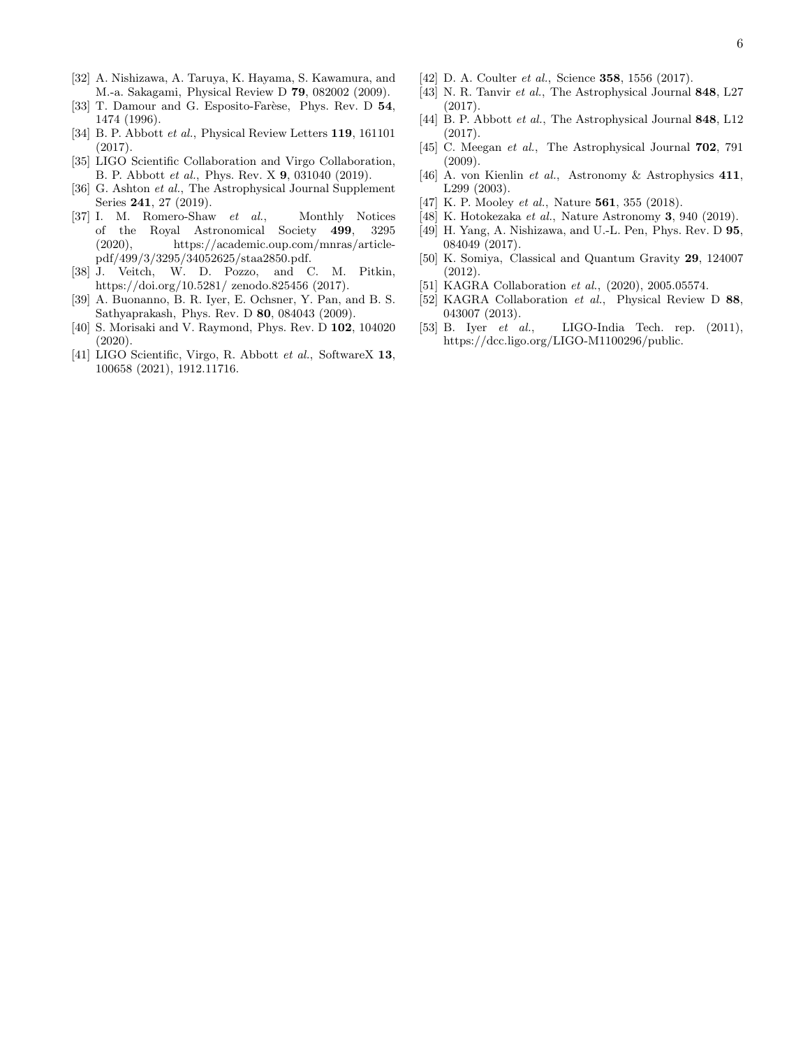[32] A. Nishizawa, A. Taruya, K. Hayama, S. Kawamura, and M.-a. Sakagami, Physical Review D **79**, 082002 (2009).

[33] T. Damour and G. Esposito-Farèse, Phys. Rev. D **54**, 1474 (1996).

[34] B. P. Abbott *et al.*, Physical Review Letters **119**, 161101 (2017).

[35] LIGO Scientific Collaboration and Virgo Collaboration, B. P. Abbott *et al.*, Phys. Rev. X **9**, 031040 (2019).

[36] G. Ashton *et al.*, The Astrophysical Journal Supplement Series **241**, 27 (2019).

[37] I. M. Romero-Shaw *et al.*, Monthly Notices of the Royal Astronomical Society **499**, 3295 (2020), https://academic.oup.com/mnras/article-pdf/499/3/3295/34052625/staa2850.pdf.

[38] J. Veitch, W. D. Pozzo, and C. M. Pitkin, https://doi.org/10.5281/ zenodo.825456 (2017).

[39] A. Buonanno, B. R. Iyer, E. Ochsner, Y. Pan, and B. S. Sathyaprakash, Phys. Rev. D **80**, 084043 (2009).

[40] S. Morisaki and V. Raymond, Phys. Rev. D **102**, 104020 (2020).

[41] LIGO Scientific, Virgo, R. Abbott *et al.*, SoftwareX **13**, 100658 (2021), 1912.11716.

[42] D. A. Coulter *et al.*, Science **358**, 1556 (2017).

[43] N. R. Tanvir *et al.*, The Astrophysical Journal **848**, L27 (2017).

[44] B. P. Abbott *et al.*, The Astrophysical Journal **848**, L12 (2017).

[45] C. Meegan *et al.*, The Astrophysical Journal **702**, 791 (2009).

[46] A. von Kienlin *et al.*, Astronomy & Astrophysics **411**, L299 (2003).

[47] K. P. Mooley *et al.*, Nature **561**, 355 (2018).

[48] K. Hotokezaka *et al.*, Nature Astronomy **3**, 940 (2019).

[49] H. Yang, A. Nishizawa, and U.-L. Pen, Phys. Rev. D **95**, 084049 (2017).

[50] K. Somiya, Classical and Quantum Gravity **29**, 124007 (2012).

[51] KAGRA Collaboration *et al.*, (2020), 2005.05574.

[52] KAGRA Collaboration *et al.*, Physical Review D **88**, 043007 (2013).

[53] B. Iyer *et al.*, LIGO-India Tech. rep. (2011), https://dcc.ligo.org/LIGO-M1100296/public.